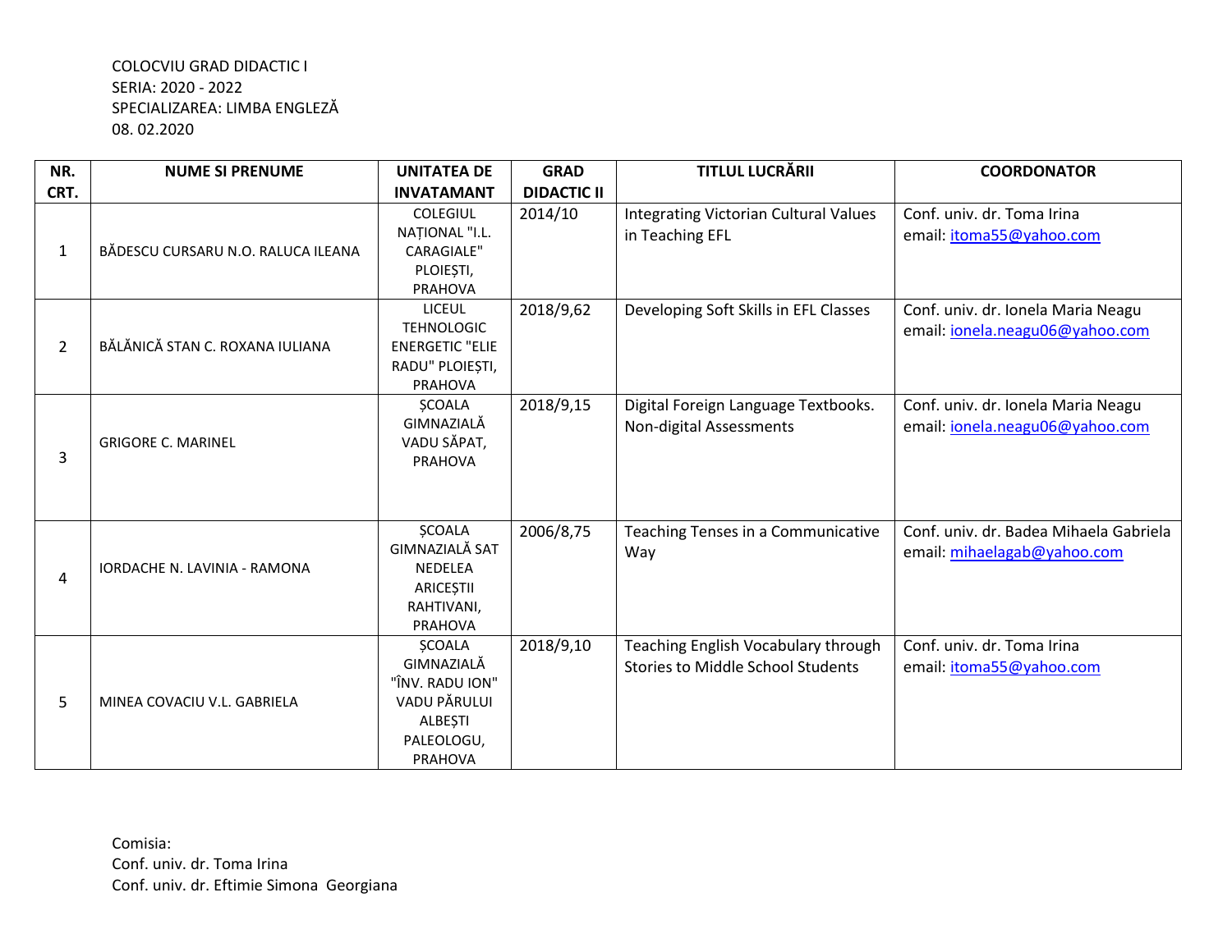COLOCVIU GRAD DIDACTIC I
SERIA: 2020 - 2022
SPECIALIZAREA: LIMBA ENGLEZĂ
08. 02.2020

| NR. CRT. | NUME SI PRENUME | UNITATEA DE INVATAMANT | GRAD DIDACTIC II | TITLUL LUCRĂRII | COORDONATOR |
|---|---|---|---|---|---|
| 1 | BĂDESCU CURSARU N.O. RALUCA ILEANA | COLEGIUL NAȚIONAL "I.L. CARAGIALE" PLOIEȘTI, PRAHOVA | 2014/10 | Integrating Victorian Cultural Values in Teaching EFL | Conf. univ. dr. Toma Irina email: itoma55@yahoo.com |
| 2 | BĂLĂNICĂ STAN C. ROXANA IULIANA | LICEUL TEHNOLOGIC ENERGETIC "ELIE RADU" PLOIEȘTI, PRAHOVA | 2018/9,62 | Developing Soft Skills in EFL Classes | Conf. univ. dr. Ionela Maria Neagu email: ionela.neagu06@yahoo.com |
| 3 | GRIGORE C. MARINEL | ȘCOALA GIMNAZIALĂ VADU SĂPAT, PRAHOVA | 2018/9,15 | Digital Foreign Language Textbooks. Non-digital Assessments | Conf. univ. dr. Ionela Maria Neagu email: ionela.neagu06@yahoo.com |
| 4 | IORDACHE N. LAVINIA - RAMONA | ȘCOALA GIMNAZIALĂ SAT NEDELEA ARICEȘTII RAHTIVANI, PRAHOVA | 2006/8,75 | Teaching Tenses in a Communicative Way | Conf. univ. dr. Badea Mihaela Gabriela email: mihaelagab@yahoo.com |
| 5 | MINEA COVACIU V.L. GABRIELA | ȘCOALA GIMNAZIALĂ "ÎNV. RADU ION" VADU PĂRULUI ALBEȘTI PALEOLOGU, PRAHOVA | 2018/9,10 | Teaching English Vocabulary through Stories to Middle School Students | Conf. univ. dr. Toma Irina email: itoma55@yahoo.com |

Comisia:
Conf. univ. dr. Toma Irina
Conf. univ. dr. Eftimie Simona Georgiana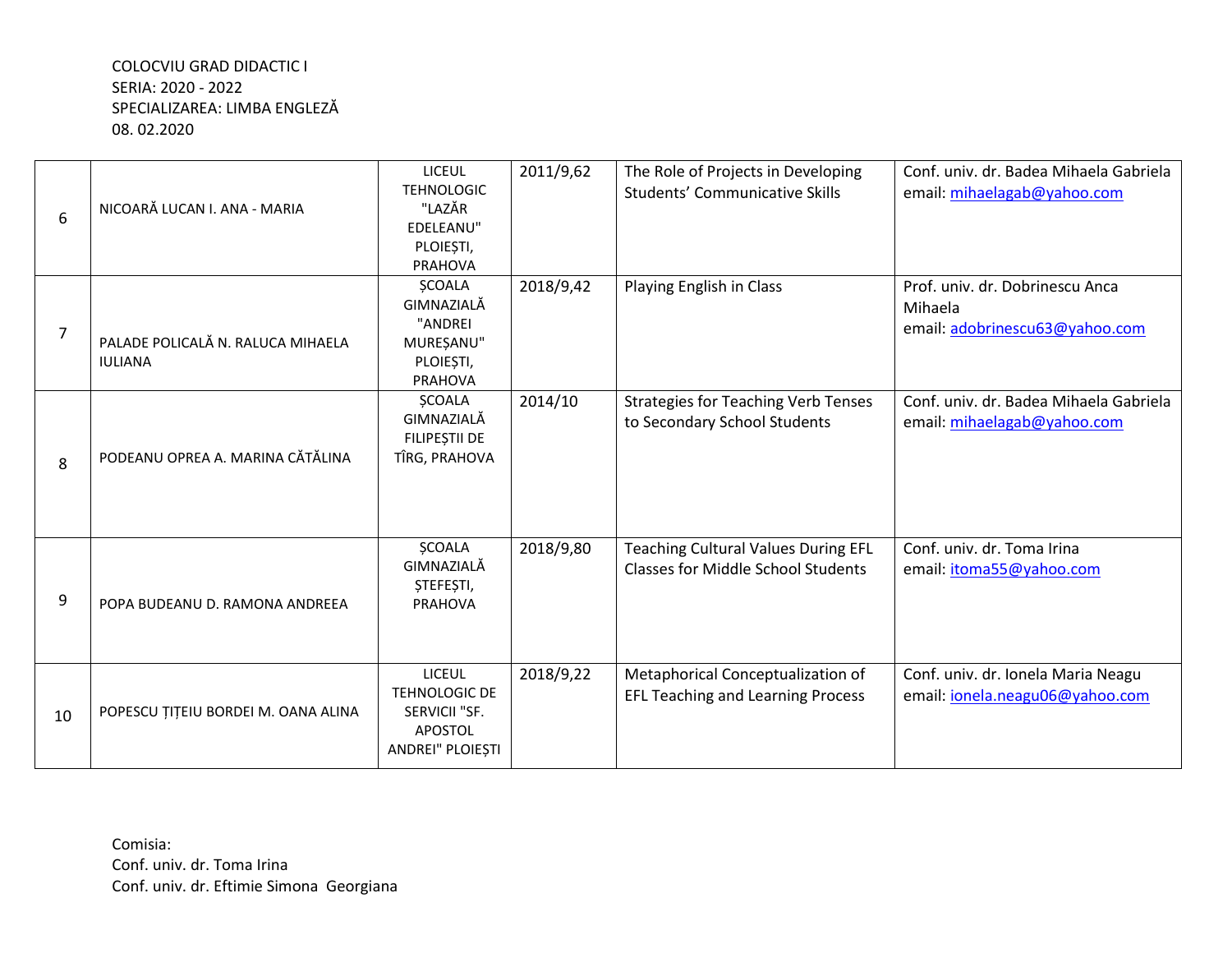COLOCVIU GRAD DIDACTIC I
SERIA: 2020 - 2022
SPECIALIZAREA: LIMBA ENGLEZĂ
08. 02.2020

| | | | | | |
|---|---|---|---|---|---|
| 6 | NICOARĂ LUCAN I. ANA - MARIA | LICEUL TEHNOLOGIC "LAZĂR EDELEANU" PLOIEȘTI, PRAHOVA | 2011/9,62 | The Role of Projects in Developing Students' Communicative Skills | Conf. univ. dr. Badea Mihaela Gabriela email: mihaelagab@yahoo.com |
| 7 | PALADE POLICALĂ N. RALUCA MIHAELA IULIANA | ȘCOALA GIMNAZIALĂ "ANDREI MUREȘANU" PLOIEȘTI, PRAHOVA | 2018/9,42 | Playing English in Class | Prof. univ. dr. Dobrinescu Anca Mihaela email: adobrinescu63@yahoo.com |
| 8 | PODEANU OPREA A. MARINA CĂTĂLINA | ȘCOALA GIMNAZIALĂ FILIPEȘTII DE TÎRG, PRAHOVA | 2014/10 | Strategies for Teaching Verb Tenses to Secondary School Students | Conf. univ. dr. Badea Mihaela Gabriela email: mihaelagab@yahoo.com |
| 9 | POPA BUDEANU D. RAMONA ANDREEA | ȘCOALA GIMNAZIALĂ ȘTEFEȘTI, PRAHOVA | 2018/9,80 | Teaching Cultural Values During EFL Classes for Middle School Students | Conf. univ. dr. Toma Irina email: itoma55@yahoo.com |
| 10 | POPESCU ȚIȚEIU BORDEI M. OANA ALINA | LICEUL TEHNOLOGIC DE SERVICII "SF. APOSTOL ANDREI" PLOIEȘTI | 2018/9,22 | Metaphorical Conceptualization of EFL Teaching and Learning Process | Conf. univ. dr. Ionela Maria Neagu email: ionela.neagu06@yahoo.com |

Comisia:
Conf. univ. dr. Toma Irina
Conf. univ. dr. Eftimie Simona Georgiana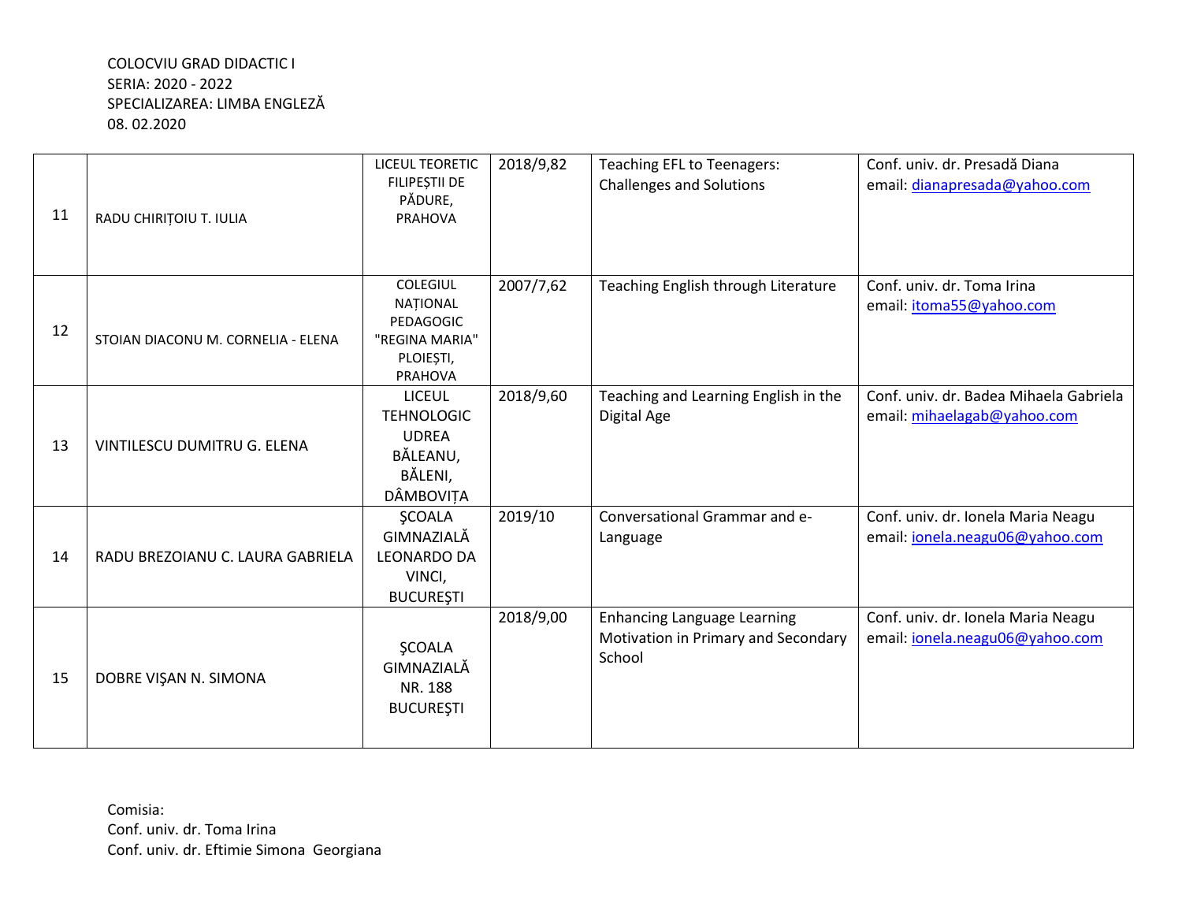COLOCVIU GRAD DIDACTIC I
SERIA: 2020 - 2022
SPECIALIZAREA: LIMBA ENGLEZĂ
08. 02.2020

| | | | | | |
|---|---|---|---|---|---|
| 11 | RADU CHIRIȚOIU T. IULIA | LICEUL TEORETIC FILIPEȘTII DE PĂDURE, PRAHOVA | 2018/9,82 | Teaching EFL to Teenagers: Challenges and Solutions | Conf. univ. dr. Presadă Diana email: dianapresada@yahoo.com |
| 12 | STOIAN DIACONU M. CORNELIA - ELENA | COLEGIUL NAȚIONAL PEDAGOGIC "REGINA MARIA" PLOIEȘTI, PRAHOVA | 2007/7,62 | Teaching English through Literature | Conf. univ. dr. Toma Irina email: itoma55@yahoo.com |
| 13 | VINTILESCU DUMITRU G. ELENA | LICEUL TEHNOLOGIC UDREA BĂLEANU, BĂLENI, DÂMBOVIȚA | 2018/9,60 | Teaching and Learning English in the Digital Age | Conf. univ. dr. Badea Mihaela Gabriela email: mihaelagab@yahoo.com |
| 14 | RADU BREZOIANU C. LAURA GABRIELA | ŞCOALA GIMNAZIALĂ LEONARDO DA VINCI, BUCUREŞTI | 2019/10 | Conversational Grammar and e-Language | Conf. univ. dr. Ionela Maria Neagu email: ionela.neagu06@yahoo.com |
| 15 | DOBRE VIŞAN N. SIMONA | ŞCOALA GIMNAZIALĂ NR. 188 BUCUREŞTI | 2018/9,00 | Enhancing Language Learning Motivation in Primary and Secondary School | Conf. univ. dr. Ionela Maria Neagu email: ionela.neagu06@yahoo.com |

Comisia:
Conf. univ. dr. Toma Irina
Conf. univ. dr. Eftimie Simona Georgiana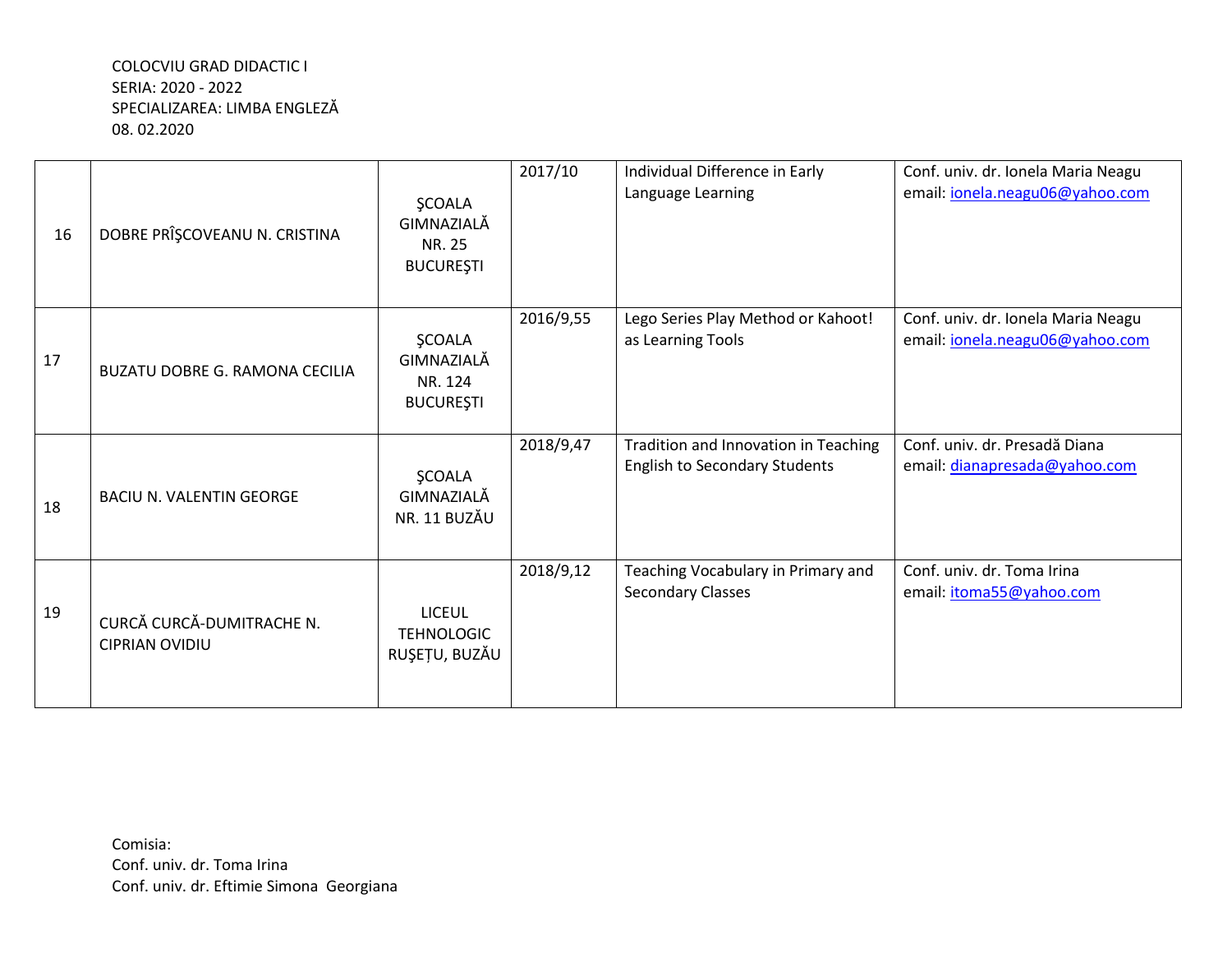COLOCVIU GRAD DIDACTIC I
SERIA: 2020 - 2022
SPECIALIZAREA: LIMBA ENGLEZĂ
08. 02.2020

| | | | | | |
|---|---|---|---|---|---|
| 16 | DOBRE PRÎŞCOVEANU N. CRISTINA | ŞCOALA GIMNAZIALĂ NR. 25 BUCUREŞTI | 2017/10 | Individual Difference in Early Language Learning | Conf. univ. dr. Ionela Maria Neagu email: ionela.neagu06@yahoo.com |
| 17 | BUZATU DOBRE G. RAMONA CECILIA | ŞCOALA GIMNAZIALĂ NR. 124 BUCUREŞTI | 2016/9,55 | Lego Series Play Method or Kahoot! as Learning Tools | Conf. univ. dr. Ionela Maria Neagu email: ionela.neagu06@yahoo.com |
| 18 | BACIU N. VALENTIN GEORGE | ŞCOALA GIMNAZIALĂ NR. 11 BUZĂU | 2018/9,47 | Tradition and Innovation in Teaching English to Secondary Students | Conf. univ. dr. Presadă Diana email: dianapresada@yahoo.com |
| 19 | CURCĂ CURCĂ-DUMITRACHE N. CIPRIAN OVIDIU | LICEUL TEHNOLOGIC RUŞEȚU, BUZĂU | 2018/9,12 | Teaching Vocabulary in Primary and Secondary Classes | Conf. univ. dr. Toma Irina email: itoma55@yahoo.com |

Comisia:
Conf. univ. dr. Toma Irina
Conf. univ. dr. Eftimie Simona Georgiana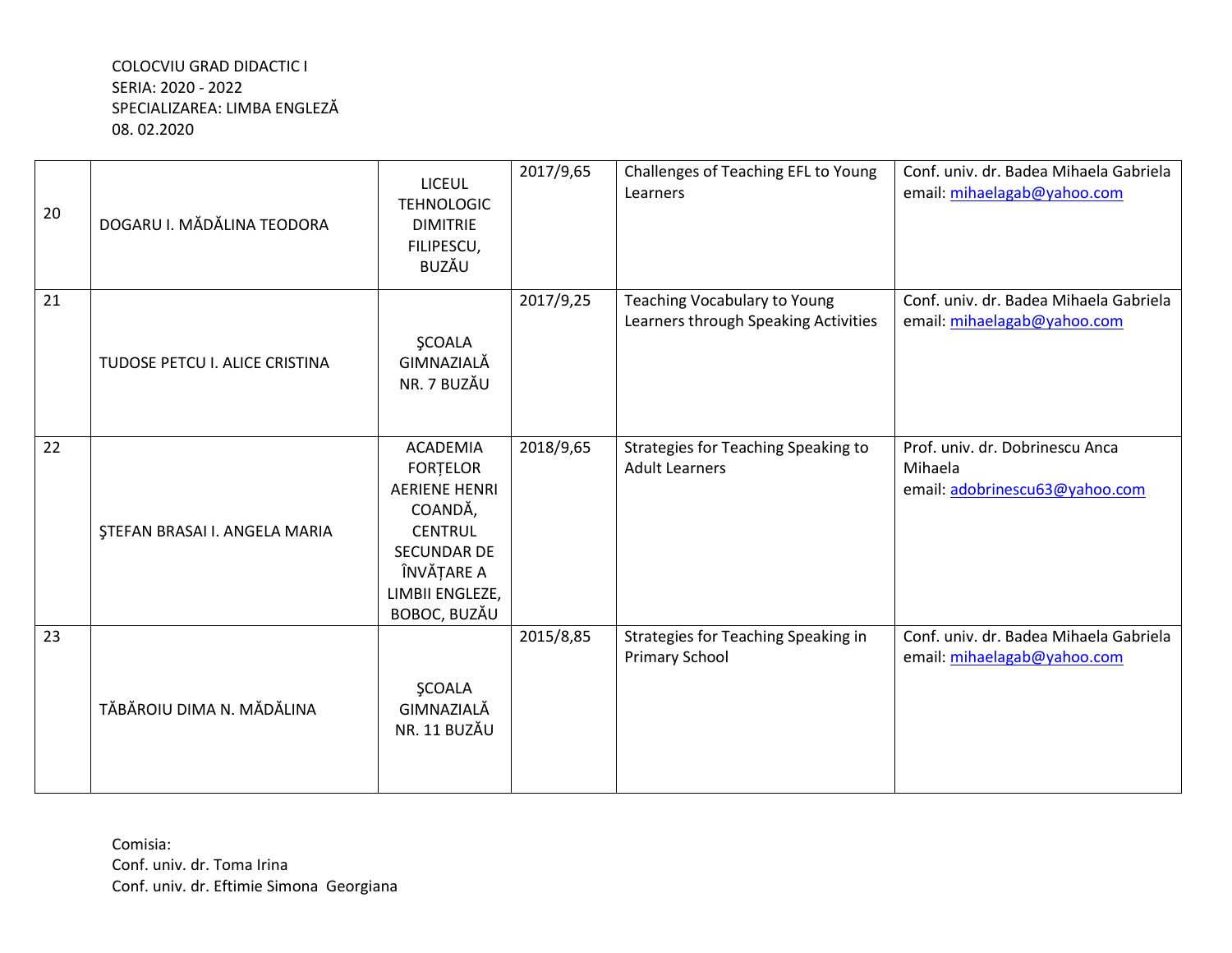COLOCVIU GRAD DIDACTIC I
SERIA: 2020 - 2022
SPECIALIZAREA: LIMBA ENGLEZĂ
08. 02.2020

| | | | | | |
|---|---|---|---|---|---|
| 20 | DOGARU I. MĂDĂLINA TEODORA | LICEUL TEHNOLOGIC DIMITRIE FILIPESCU, BUZĂU | 2017/9,65 | Challenges of Teaching EFL to Young Learners | Conf. univ. dr. Badea Mihaela Gabriela email: mihaelagab@yahoo.com |
| 21 | TUDOSE PETCU I. ALICE CRISTINA | ŞCOALA GIMNAZIALĂ NR. 7 BUZĂU | 2017/9,25 | Teaching Vocabulary to Young Learners through Speaking Activities | Conf. univ. dr. Badea Mihaela Gabriela email: mihaelagab@yahoo.com |
| 22 | ŞTEFAN BRASAI I. ANGELA MARIA | ACADEMIA FORȚELOR AERIENE HENRI COANDĂ, CENTRUL SECUNDAR DE ÎNVĂȚARE A LIMBII ENGLEZE, BOBOC, BUZĂU | 2018/9,65 | Strategies for Teaching Speaking to Adult Learners | Prof. univ. dr. Dobrinescu Anca Mihaela email: adobrinescu63@yahoo.com |
| 23 | TĂBĂROIU DIMA N. MĂDĂLINA | ŞCOALA GIMNAZIALĂ NR. 11 BUZĂU | 2015/8,85 | Strategies for Teaching Speaking in Primary School | Conf. univ. dr. Badea Mihaela Gabriela email: mihaelagab@yahoo.com |

Comisia:
Conf. univ. dr. Toma Irina
Conf. univ. dr. Eftimie Simona Georgiana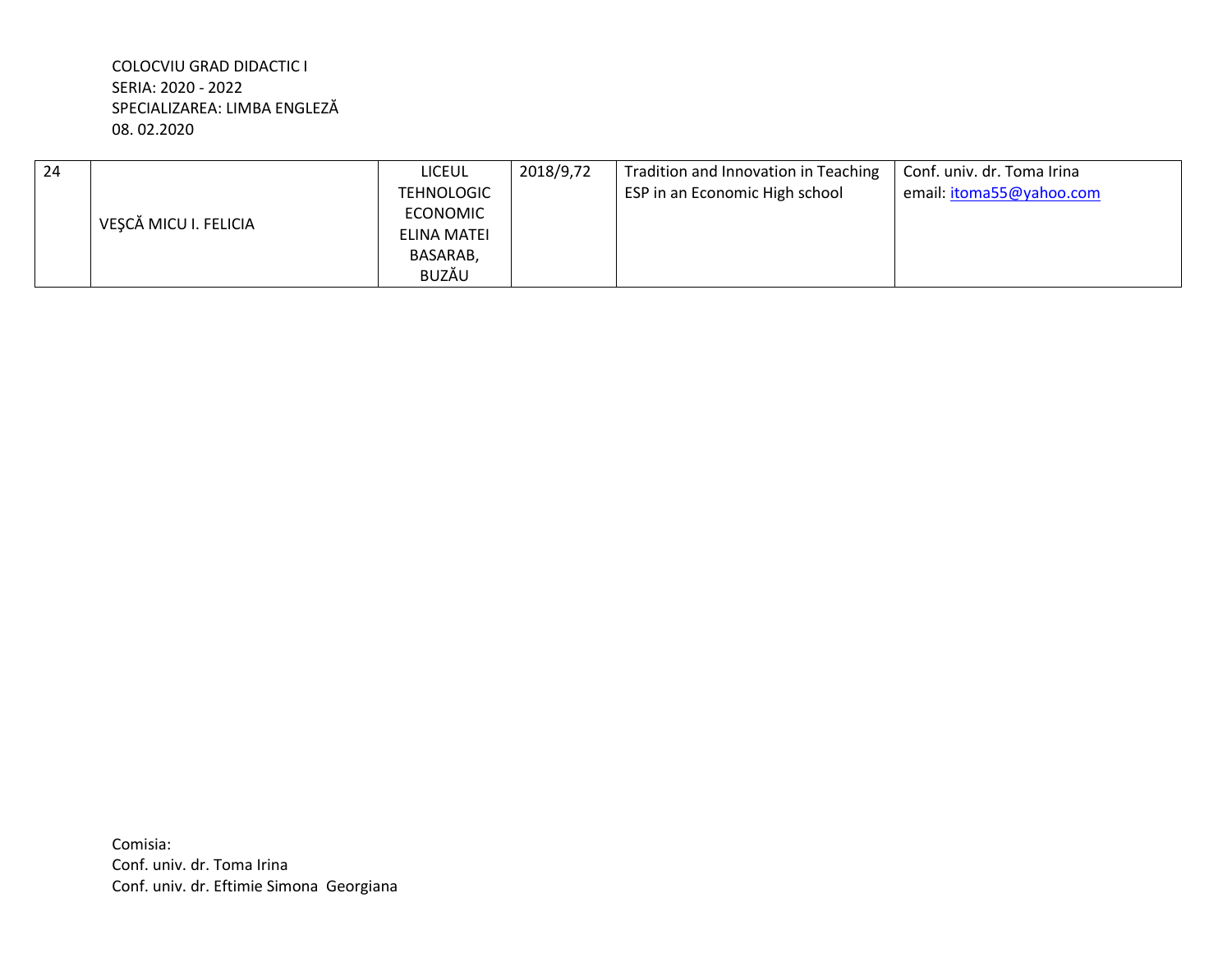COLOCVIU GRAD DIDACTIC I
SERIA: 2020 - 2022
SPECIALIZAREA: LIMBA ENGLEZĂ
08. 02.2020

| | | | | | |
|---|---|---|---|---|---|
| 24 | VEŞCĂ MICU I. FELICIA | LICEUL TEHNOLOGIC ECONOMIC ELINA MATEI BASARAB, BUZĂU | 2018/9,72 | Tradition and Innovation in Teaching ESP in an Economic High school | Conf. univ. dr. Toma Irina email: itoma55@yahoo.com |

Comisia:
Conf. univ. dr. Toma Irina
Conf. univ. dr. Eftimie Simona Georgiana